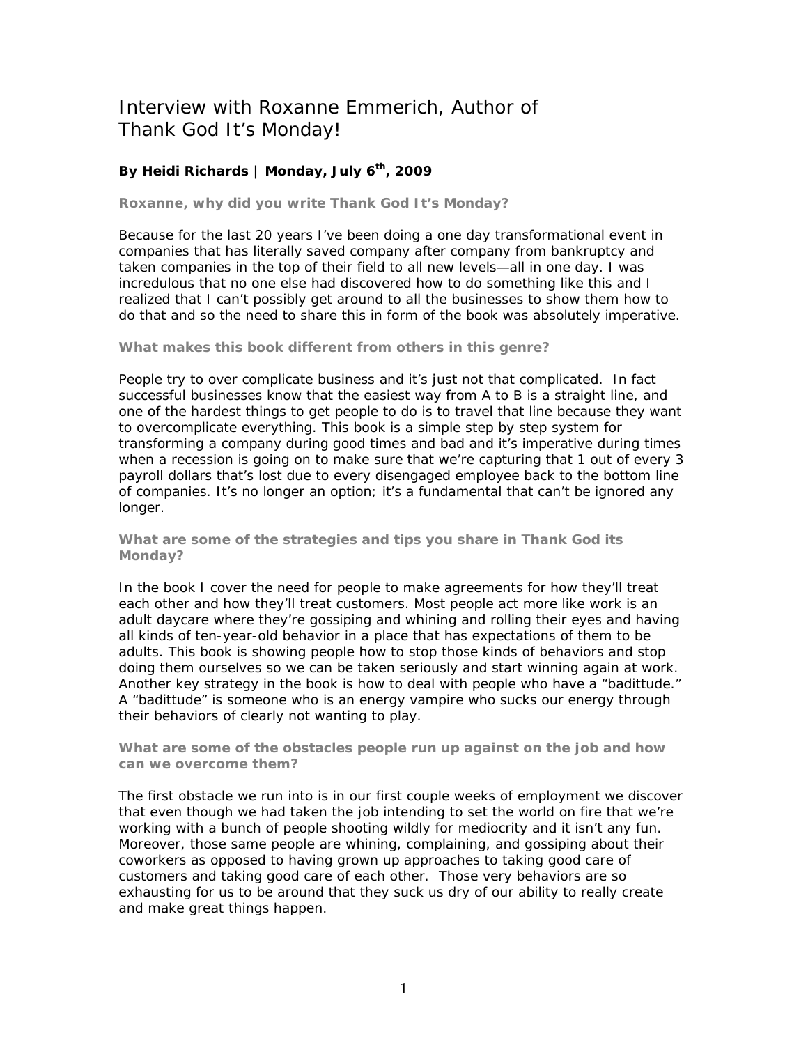# Interview with Roxanne Emmerich, Author of Thank God It's Monday!

**By Heidi Richards | Monday, July 6th, 2009**

**Roxanne, why did you write Thank God It's Monday?**

Because for the last 20 years I've been doing a one day transformational event in companies that has literally saved company after company from bankruptcy and taken companies in the top of their field to all new levels—all in one day. I was incredulous that no one else had discovered how to do something like this and I realized that I can't possibly get around to all the businesses to show them how to do that and so the need to share this in form of the book was absolutely imperative.

**What makes this book different from others in this genre?**

People try to over complicate business and it's just not that complicated. In fact successful businesses know that the easiest way from A to B is a straight line, and one of the hardest things to get people to do is to travel that line because they want to overcomplicate everything. This book is a simple step by step system for transforming a company during good times and bad and it's imperative during times when a recession is going on to make sure that we're capturing that 1 out of every 3 payroll dollars that's lost due to every disengaged employee back to the bottom line of companies. It's no longer an option; it's a fundamental that can't be ignored any longer.

**What are some of the strategies and tips you share in Thank God its Monday?**

In the book I cover the need for people to make agreements for how they'll treat each other and how they'll treat customers. Most people act more like work is an adult daycare where they're gossiping and whining and rolling their eyes and having all kinds of ten-year-old behavior in a place that has expectations of them to be adults. This book is showing people how to stop those kinds of behaviors and stop doing them ourselves so we can be taken seriously and start winning again at work. Another key strategy in the book is how to deal with people who have a "badittude." A "badittude" is someone who is an energy vampire who sucks our energy through their behaviors of clearly not wanting to play.

**What are some of the obstacles people run up against on the job and how can we overcome them?**

The first obstacle we run into is in our first couple weeks of employment we discover that even though we had taken the job intending to set the world on fire that we're working with a bunch of people shooting wildly for mediocrity and it isn't any fun. Moreover, those same people are whining, complaining, and gossiping about their coworkers as opposed to having grown up approaches to taking good care of customers and taking good care of each other. Those very behaviors are so exhausting for us to be around that they suck us dry of our ability to really create and make great things happen.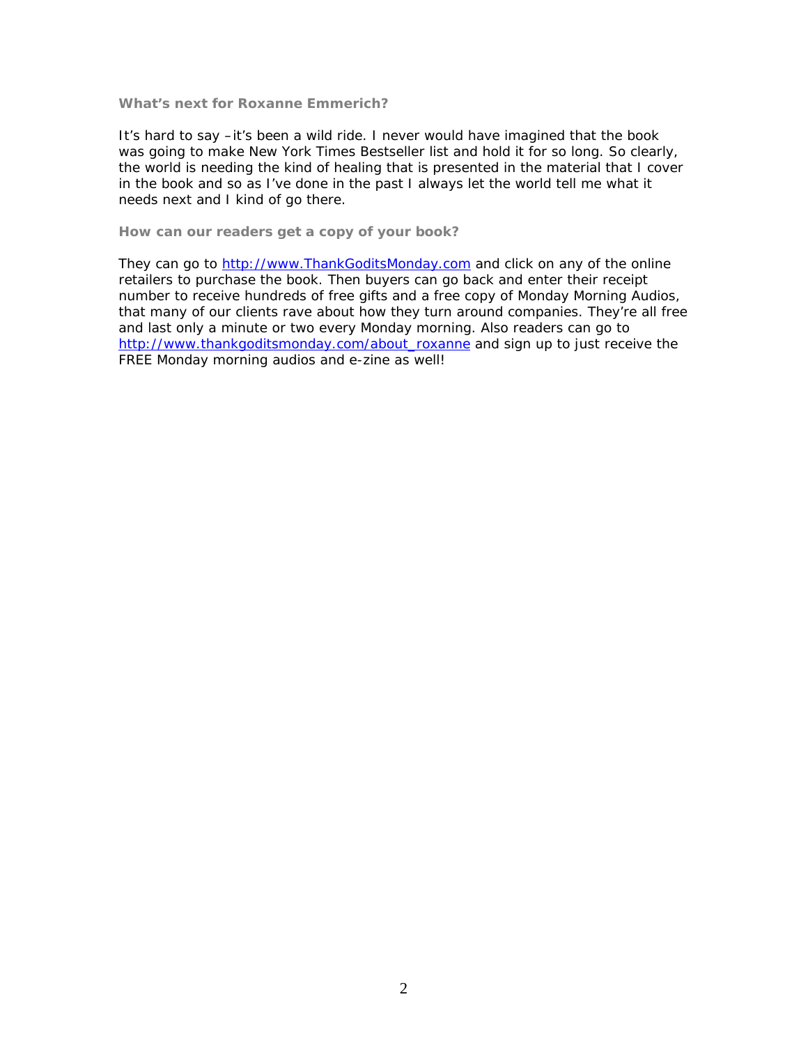**What's next for Roxanne Emmerich?**

It's hard to say –it's been a wild ride. I never would have imagined that the book was going to make New York Times Bestseller list and hold it for so long. So clearly, the world is needing the kind of healing that is presented in the material that I cover in the book and so as I've done in the past I always let the world tell me what it needs next and I kind of go there.

**How can our readers get a copy of your book?**

They can go to [http://www.ThankGoditsMonday.com](http://www.ThankGoditsMonday.com) and click on any of the online retailers to purchase the book. Then buyers can go back and enter their receipt number to receive hundreds of free gifts and a free copy of Monday Morning Audios, that many of our clients rave about how they turn around companies. They're all free and last only a minute or two every Monday morning. Also readers can go to [http://www.thankgoditsmonday.com/about_roxanne](http://www.thankgoditsmonday.com/about_roxanne) and sign up to just receive the FREE Monday morning audios and e-zine as well!